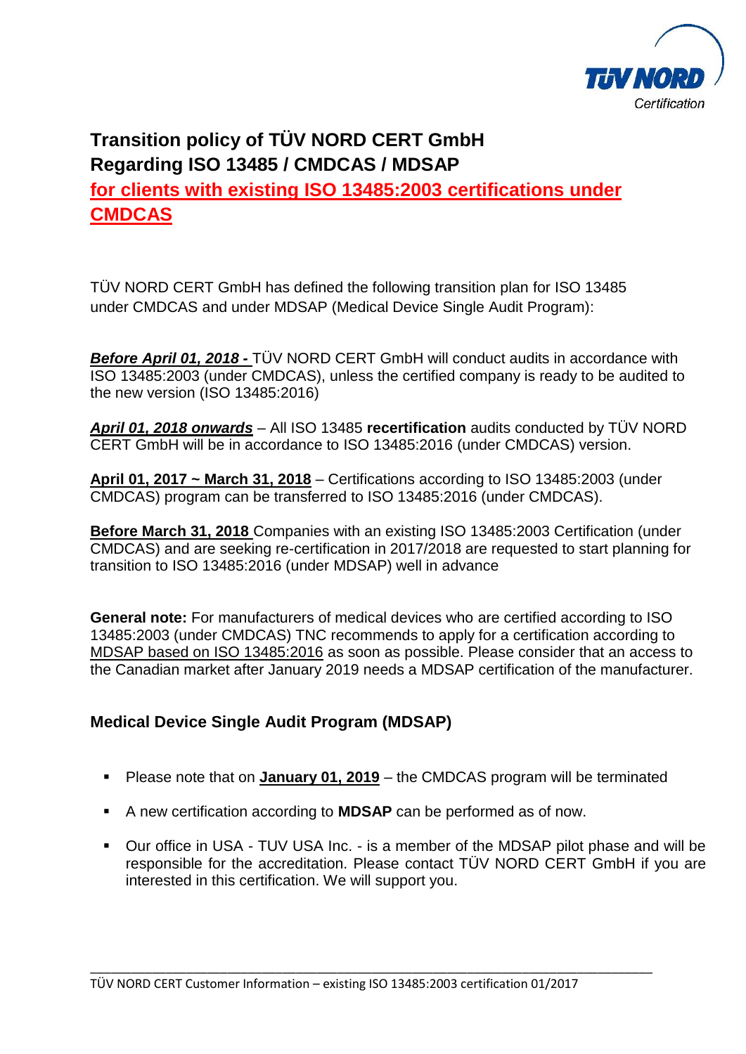# Transition policy of TÜV NORD CERT GmbH Regarding ISO 13485 / CMDCAS / MDSAP

## for clients with existing ISO 13485:2003 certifications under CMDCAS

TÜV NORD CERT GmbH has defined the following transition plan for ISO 13485 under CMDCAS and under MDSAP (Medical Device Single Audit Program):

***Before April 01, 2018 -*** TÜV NORD CERT GmbH will conduct audits in accordance with ISO 13485:2003 (under CMDCAS), unless the certified company is ready to be audited to the new version (ISO 13485:2016)

***April 01, 2018 onwards*** – All ISO 13485 **recertification** audits conducted by TÜV NORD CERT GmbH will be in accordance to ISO 13485:2016 (under CMDCAS) version.

**April 01, 2017 ~ March 31, 2018** – Certifications according to ISO 13485:2003 (under CMDCAS) program can be transferred to ISO 13485:2016 (under CMDCAS).

**Before March 31, 2018** Companies with an existing ISO 13485:2003 Certification (under CMDCAS) and are seeking re-certification in 2017/2018 are requested to start planning for transition to ISO 13485:2016 (under MDSAP) well in advance

**General note:** For manufacturers of medical devices who are certified according to ISO 13485:2003 (under CMDCAS) TNC recommends to apply for a certification according to MDSAP based on ISO 13485:2016 as soon as possible. Please consider that an access to the Canadian market after January 2019 needs a MDSAP certification of the manufacturer.

### Medical Device Single Audit Program (MDSAP)

- Please note that on **January 01, 2019** – the CMDCAS program will be terminated
- A new certification according to **MDSAP** can be performed as of now.
- Our office in USA - TUV USA Inc. - is a member of the MDSAP pilot phase and will be responsible for the accreditation. Please contact TÜV NORD CERT GmbH if you are interested in this certification. We will support you.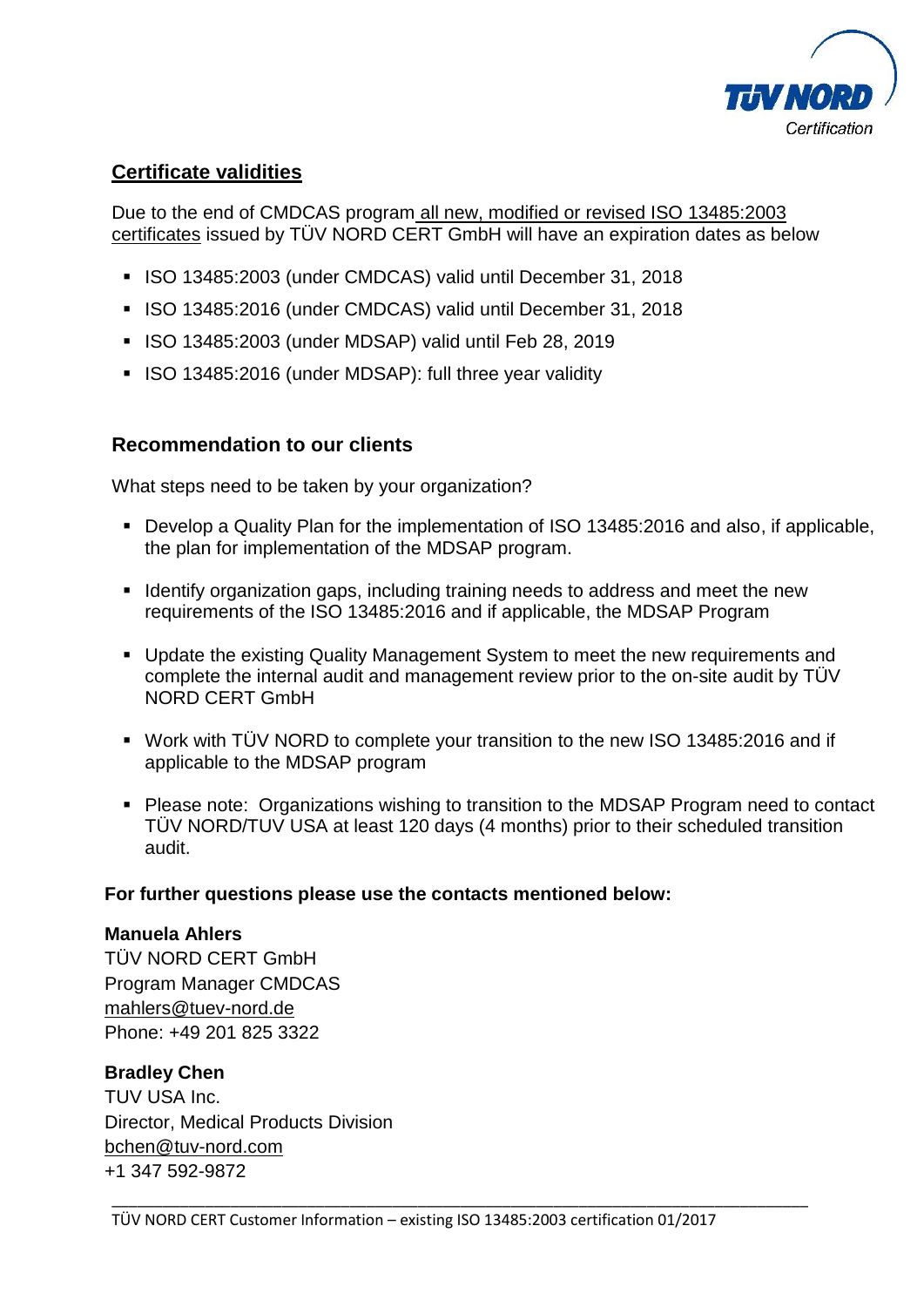## Certificate validities

Due to the end of CMDCAS program all new, modified or revised ISO 13485:2003 certificates issued by TÜV NORD CERT GmbH will have an expiration dates as below

- ISO 13485:2003 (under CMDCAS) valid until December 31, 2018
- ISO 13485:2016 (under CMDCAS) valid until December 31, 2018
- ISO 13485:2003 (under MDSAP) valid until Feb 28, 2019
- ISO 13485:2016 (under MDSAP): full three year validity

### Recommendation to our clients

What steps need to be taken by your organization?

- Develop a Quality Plan for the implementation of ISO 13485:2016 and also, if applicable, the plan for implementation of the MDSAP program.
- Identify organization gaps, including training needs to address and meet the new requirements of the ISO 13485:2016 and if applicable, the MDSAP Program
- Update the existing Quality Management System to meet the new requirements and complete the internal audit and management review prior to the on-site audit by TÜV NORD CERT GmbH
- Work with TÜV NORD to complete your transition to the new ISO 13485:2016 and if applicable to the MDSAP program
- Please note: Organizations wishing to transition to the MDSAP Program need to contact TÜV NORD/TUV USA at least 120 days (4 months) prior to their scheduled transition audit.

**For further questions please use the contacts mentioned below:**

**Manuela Ahlers**
TÜV NORD CERT GmbH
Program Manager CMDCAS
mahlers@tuev-nord.de
Phone: +49 201 825 3322

**Bradley Chen**
TUV USA Inc.
Director, Medical Products Division
bchen@tuv-nord.com
+1 347 592-9872